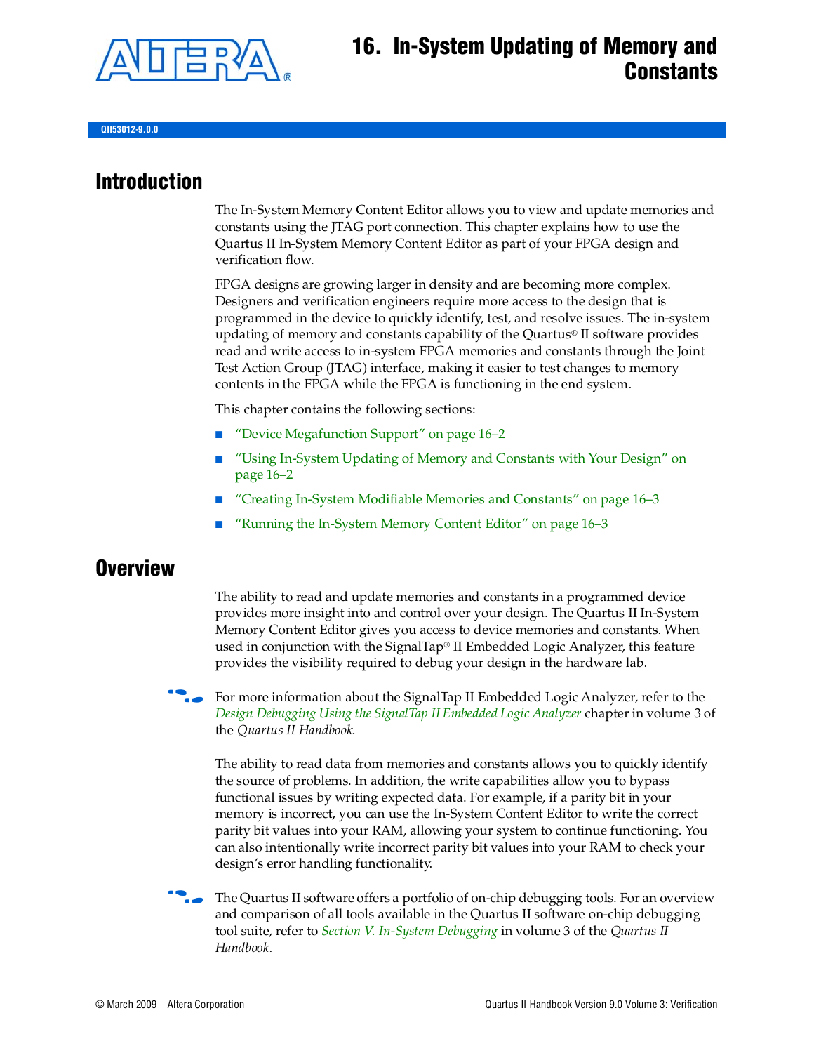# 16. In-System Updating of Memory and Constants

QII53012-9.0.0

## Introduction

The In-System Memory Content Editor allows you to view and update memories and constants using the JTAG port connection. This chapter explains how to use the Quartus II In-System Memory Content Editor as part of your FPGA design and verification flow.

FPGA designs are growing larger in density and are becoming more complex. Designers and verification engineers require more access to the design that is programmed in the device to quickly identify, test, and resolve issues. The in-system updating of memory and constants capability of the Quartus® II software provides read and write access to in-system FPGA memories and constants through the Joint Test Action Group (JTAG) interface, making it easier to test changes to memory contents in the FPGA while the FPGA is functioning in the end system.

This chapter contains the following sections:

- "Device Megafunction Support" on page 16–2
- "Using In-System Updating of Memory and Constants with Your Design" on page 16–2
- "Creating In-System Modifiable Memories and Constants" on page 16–3
- "Running the In-System Memory Content Editor" on page 16–3

## Overview

The ability to read and update memories and constants in a programmed device provides more insight into and control over your design. The Quartus II In-System Memory Content Editor gives you access to device memories and constants. When used in conjunction with the SignalTap® II Embedded Logic Analyzer, this feature provides the visibility required to debug your design in the hardware lab.

For more information about the SignalTap II Embedded Logic Analyzer, refer to the *Design Debugging Using the SignalTap II Embedded Logic Analyzer* chapter in volume 3 of the *Quartus II Handbook*.

The ability to read data from memories and constants allows you to quickly identify the source of problems. In addition, the write capabilities allow you to bypass functional issues by writing expected data. For example, if a parity bit in your memory is incorrect, you can use the In-System Content Editor to write the correct parity bit values into your RAM, allowing your system to continue functioning. You can also intentionally write incorrect parity bit values into your RAM to check your design's error handling functionality.

The Quartus II software offers a portfolio of on-chip debugging tools. For an overview and comparison of all tools available in the Quartus II software on-chip debugging tool suite, refer to *Section V. In-System Debugging* in volume 3 of the *Quartus II Handbook*.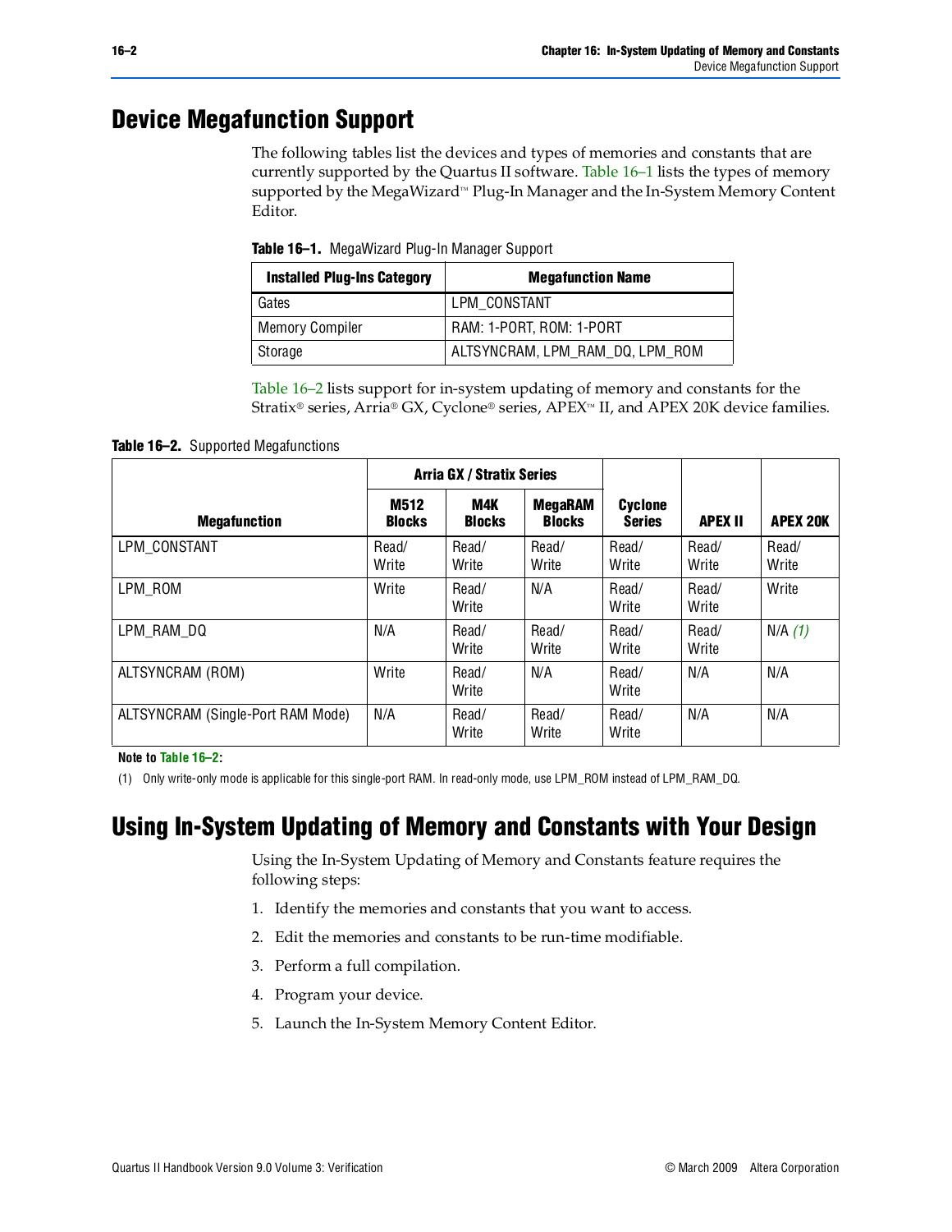# Device Megafunction Support

The following tables list the devices and types of memories and constants that are currently supported by the Quartus II software. Table 16–1 lists the types of memory supported by the MegaWizard™ Plug-In Manager and the In-System Memory Content Editor.

**Table 16–1.** MegaWizard Plug-In Manager Support

| Installed Plug-Ins Category | Megafunction Name |
|---|---|
| Gates | LPM_CONSTANT |
| Memory Compiler | RAM: 1-PORT, ROM: 1-PORT |
| Storage | ALTSYNCRAM, LPM_RAM_DQ, LPM_ROM |

Table 16–2 lists support for in-system updating of memory and constants for the Stratix® series, Arria® GX, Cyclone® series, APEX™ II, and APEX 20K device families.

**Table 16–2.** Supported Megafunctions

| Megafunction | Arria GX / Stratix Series | | | Cyclone Series | APEX II | APEX 20K |
|---|---|---|---|---|---|---|
| | M512 Blocks | M4K Blocks | MegaRAM Blocks | | | |
| LPM_CONSTANT | Read/ Write | Read/ Write | Read/ Write | Read/ Write | Read/ Write | Read/ Write |
| LPM_ROM | Write | Read/ Write | N/A | Read/ Write | Read/ Write | Write |
| LPM_RAM_DQ | N/A | Read/ Write | Read/ Write | Read/ Write | Read/ Write | N/A *(1)* |
| ALTSYNCRAM (ROM) | Write | Read/ Write | N/A | Read/ Write | N/A | N/A |
| ALTSYNCRAM (Single-Port RAM Mode) | N/A | Read/ Write | Read/ Write | Read/ Write | N/A | N/A |

**Note to Table 16–2:**

(1) Only write-only mode is applicable for this single-port RAM. In read-only mode, use LPM_ROM instead of LPM_RAM_DQ.

# Using In-System Updating of Memory and Constants with Your Design

Using the In-System Updating of Memory and Constants feature requires the following steps:

1. Identify the memories and constants that you want to access.
2. Edit the memories and constants to be run-time modifiable.
3. Perform a full compilation.
4. Program your device.
5. Launch the In-System Memory Content Editor.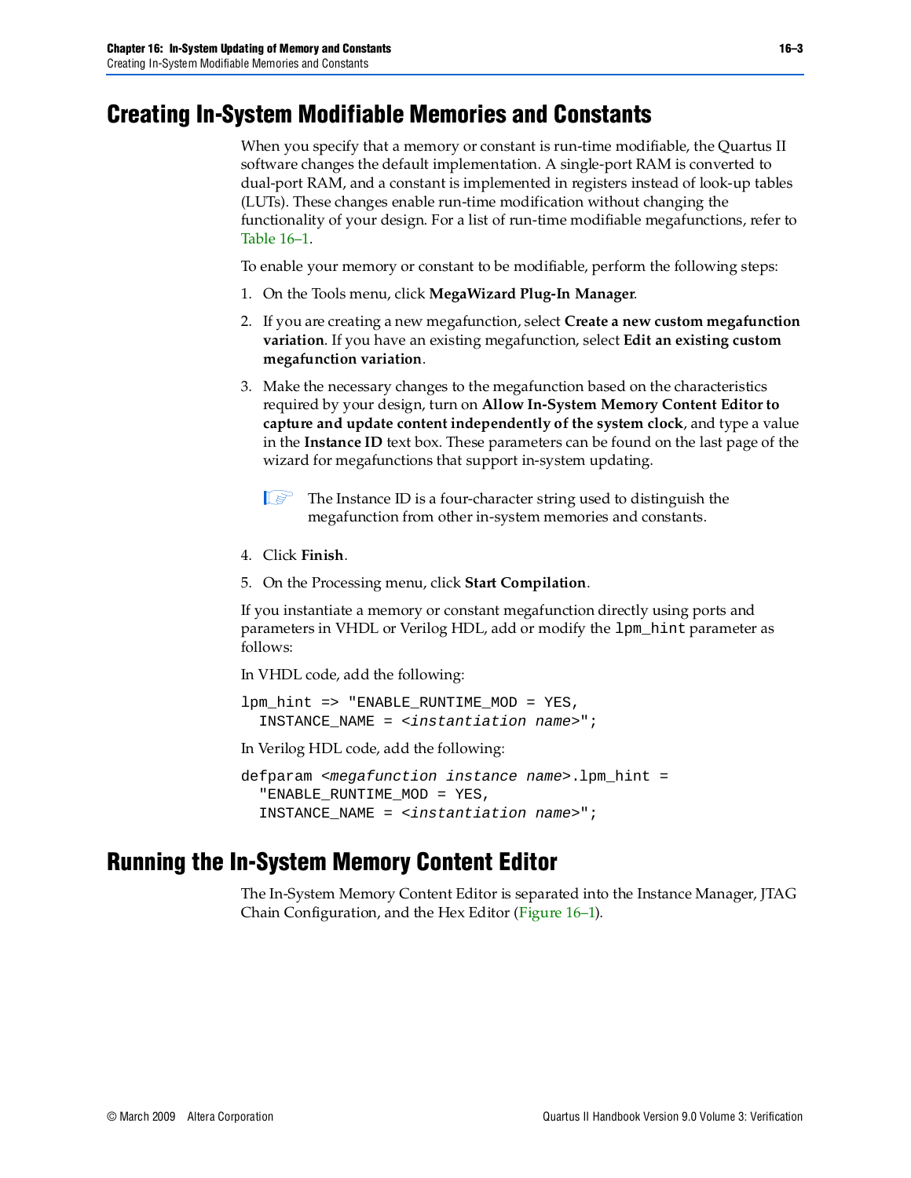# Creating In-System Modifiable Memories and Constants

When you specify that a memory or constant is run-time modifiable, the Quartus II software changes the default implementation. A single-port RAM is converted to dual-port RAM, and a constant is implemented in registers instead of look-up tables (LUTs). These changes enable run-time modification without changing the functionality of your design. For a list of run-time modifiable megafunctions, refer to Table 16–1.

To enable your memory or constant to be modifiable, perform the following steps:

1. On the Tools menu, click **MegaWizard Plug-In Manager**.
2. If you are creating a new megafunction, select **Create a new custom megafunction variation**. If you have an existing megafunction, select **Edit an existing custom megafunction variation**.
3. Make the necessary changes to the megafunction based on the characteristics required by your design, turn on **Allow In-System Memory Content Editor to capture and update content independently of the system clock**, and type a value in the **Instance ID** text box. These parameters can be found on the last page of the wizard for megafunctions that support in-system updating.

   The Instance ID is a four-character string used to distinguish the megafunction from other in-system memories and constants.

4. Click **Finish**.
5. On the Processing menu, click **Start Compilation**.

If you instantiate a memory or constant megafunction directly using ports and parameters in VHDL or Verilog HDL, add or modify the `lpm_hint` parameter as follows:

In VHDL code, add the following:

```
lpm_hint => "ENABLE_RUNTIME_MOD = YES,
  INSTANCE_NAME = <instantiation name>";
```

In Verilog HDL code, add the following:

```
defparam <megafunction instance name>.lpm_hint =
  "ENABLE_RUNTIME_MOD = YES,
  INSTANCE_NAME = <instantiation name>";
```

# Running the In-System Memory Content Editor

The In-System Memory Content Editor is separated into the Instance Manager, JTAG Chain Configuration, and the Hex Editor (Figure 16–1).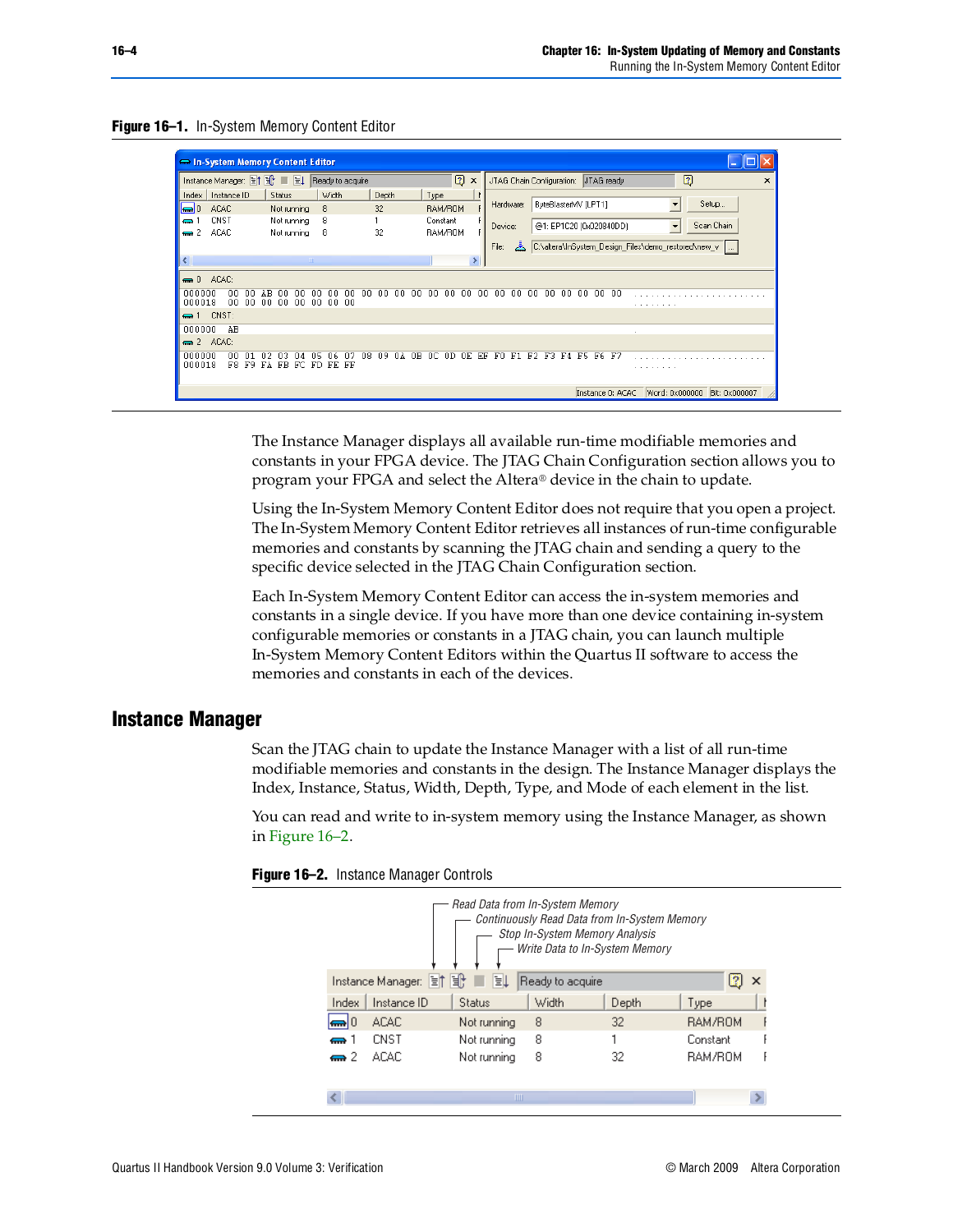**Figure 16–1.** In-System Memory Content Editor

The Instance Manager displays all available run-time modifiable memories and constants in your FPGA device. The JTAG Chain Configuration section allows you to program your FPGA and select the Altera® device in the chain to update.

Using the In-System Memory Content Editor does not require that you open a project. The In-System Memory Content Editor retrieves all instances of run-time configurable memories and constants by scanning the JTAG chain and sending a query to the specific device selected in the JTAG Chain Configuration section.

Each In-System Memory Content Editor can access the in-system memories and constants in a single device. If you have more than one device containing in-system configurable memories or constants in a JTAG chain, you can launch multiple In-System Memory Content Editors within the Quartus II software to access the memories and constants in each of the devices.

## Instance Manager

Scan the JTAG chain to update the Instance Manager with a list of all run-time modifiable memories and constants in the design. The Instance Manager displays the Index, Instance, Status, Width, Depth, Type, and Mode of each element in the list.

You can read and write to in-system memory using the Instance Manager, as shown in Figure 16–2.

**Figure 16–2.** Instance Manager Controls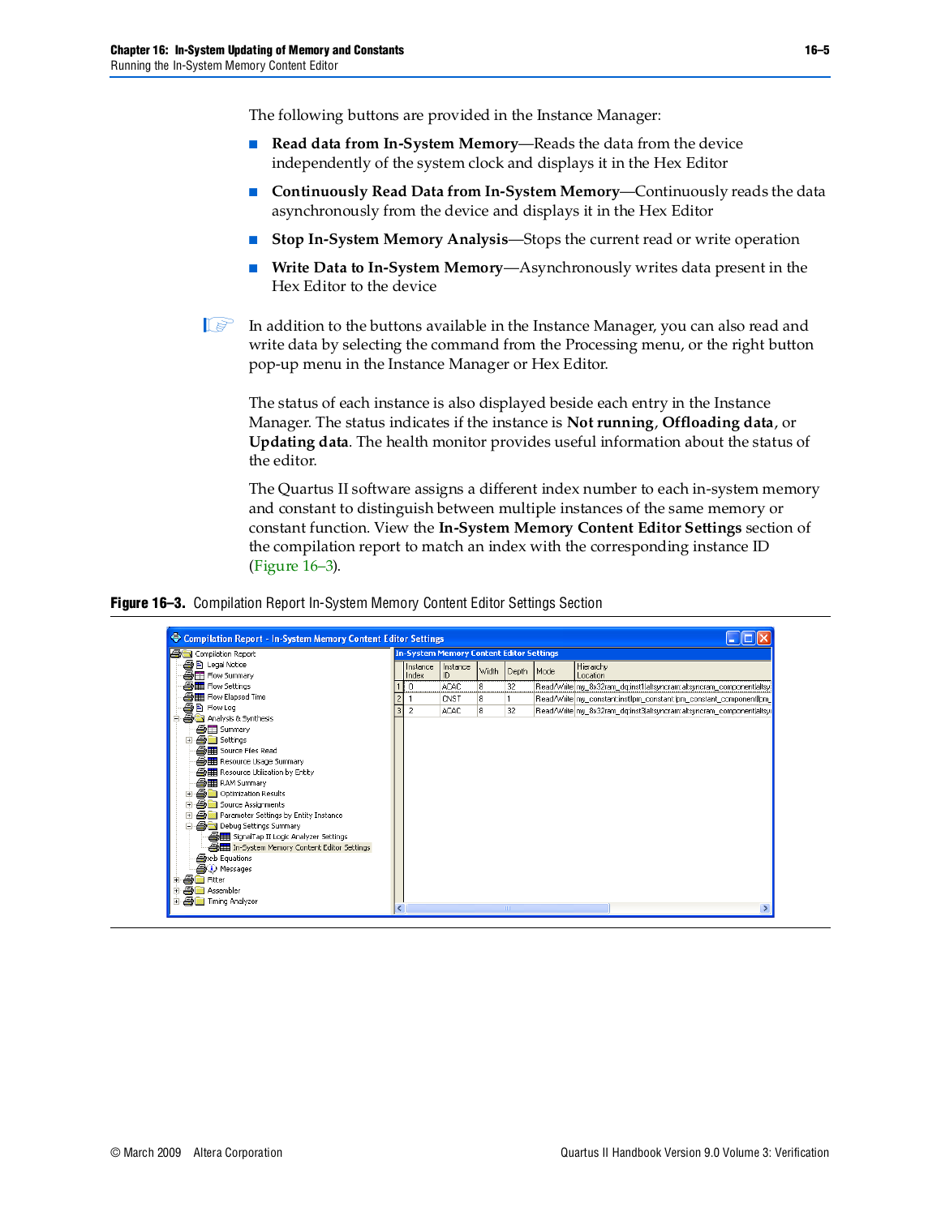The following buttons are provided in the Instance Manager:

- **Read data from In-System Memory**—Reads the data from the device independently of the system clock and displays it in the Hex Editor
- **Continuously Read Data from In-System Memory**—Continuously reads the data asynchronously from the device and displays it in the Hex Editor
- **Stop In-System Memory Analysis**—Stops the current read or write operation
- **Write Data to In-System Memory**—Asynchronously writes data present in the Hex Editor to the device

In addition to the buttons available in the Instance Manager, you can also read and write data by selecting the command from the Processing menu, or the right button pop-up menu in the Instance Manager or Hex Editor.

The status of each instance is also displayed beside each entry in the Instance Manager. The status indicates if the instance is **Not running**, **Offloading data**, or **Updating data**. The health monitor provides useful information about the status of the editor.

The Quartus II software assigns a different index number to each in-system memory and constant to distinguish between multiple instances of the same memory or constant function. View the **In-System Memory Content Editor Settings** section of the compilation report to match an index with the corresponding instance ID (Figure 16–3).

**Figure 16–3.** Compilation Report In-System Memory Content Editor Settings Section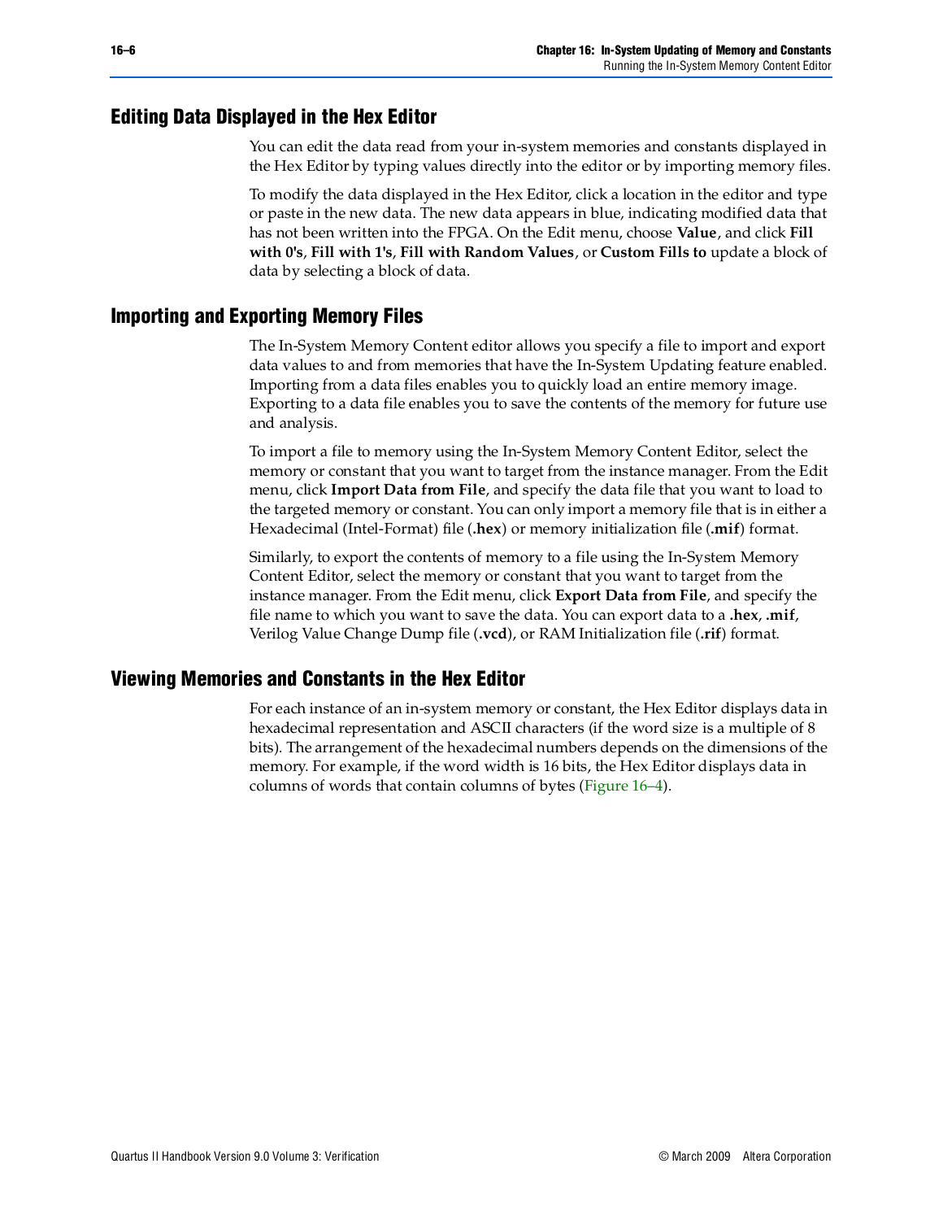## Editing Data Displayed in the Hex Editor

You can edit the data read from your in-system memories and constants displayed in the Hex Editor by typing values directly into the editor or by importing memory files.

To modify the data displayed in the Hex Editor, click a location in the editor and type or paste in the new data. The new data appears in blue, indicating modified data that has not been written into the FPGA. On the Edit menu, choose **Value**, and click **Fill with 0's**, **Fill with 1's**, **Fill with Random Values**, or **Custom Fills to** update a block of data by selecting a block of data.

## Importing and Exporting Memory Files

The In-System Memory Content editor allows you specify a file to import and export data values to and from memories that have the In-System Updating feature enabled. Importing from a data files enables you to quickly load an entire memory image. Exporting to a data file enables you to save the contents of the memory for future use and analysis.

To import a file to memory using the In-System Memory Content Editor, select the memory or constant that you want to target from the instance manager. From the Edit menu, click **Import Data from File**, and specify the data file that you want to load to the targeted memory or constant. You can only import a memory file that is in either a Hexadecimal (Intel-Format) file (**.hex**) or memory initialization file (**.mif**) format.

Similarly, to export the contents of memory to a file using the In-System Memory Content Editor, select the memory or constant that you want to target from the instance manager. From the Edit menu, click **Export Data from File**, and specify the file name to which you want to save the data. You can export data to a **.hex**, **.mif**, Verilog Value Change Dump file (**.vcd**), or RAM Initialization file (**.rif**) format.

## Viewing Memories and Constants in the Hex Editor

For each instance of an in-system memory or constant, the Hex Editor displays data in hexadecimal representation and ASCII characters (if the word size is a multiple of 8 bits). The arrangement of the hexadecimal numbers depends on the dimensions of the memory. For example, if the word width is 16 bits, the Hex Editor displays data in columns of words that contain columns of bytes (Figure 16–4).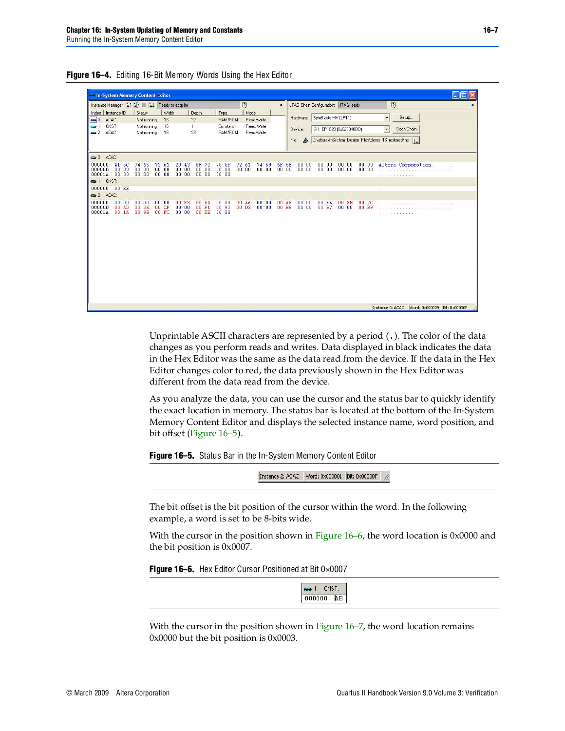**Figure 16–4.** Editing 16-Bit Memory Words Using the Hex Editor

Unprintable ASCII characters are represented by a period (.). The color of the data changes as you perform reads and writes. Data displayed in black indicates the data in the Hex Editor was the same as the data read from the device. If the data in the Hex Editor changes color to red, the data previously shown in the Hex Editor was different from the data read from the device.

As you analyze the data, you can use the cursor and the status bar to quickly identify the exact location in memory. The status bar is located at the bottom of the In-System Memory Content Editor and displays the selected instance name, word position, and bit offset (Figure 16–5).

**Figure 16–5.** Status Bar in the In-System Memory Content Editor

The bit offset is the bit position of the cursor within the word. In the following example, a word is set to be 8-bits wide.

With the cursor in the position shown in Figure 16–6, the word location is 0x0000 and the bit position is 0x0007.

**Figure 16–6.** Hex Editor Cursor Positioned at Bit 0×0007

With the cursor in the position shown in Figure 16–7, the word location remains 0x0000 but the bit position is 0x0003.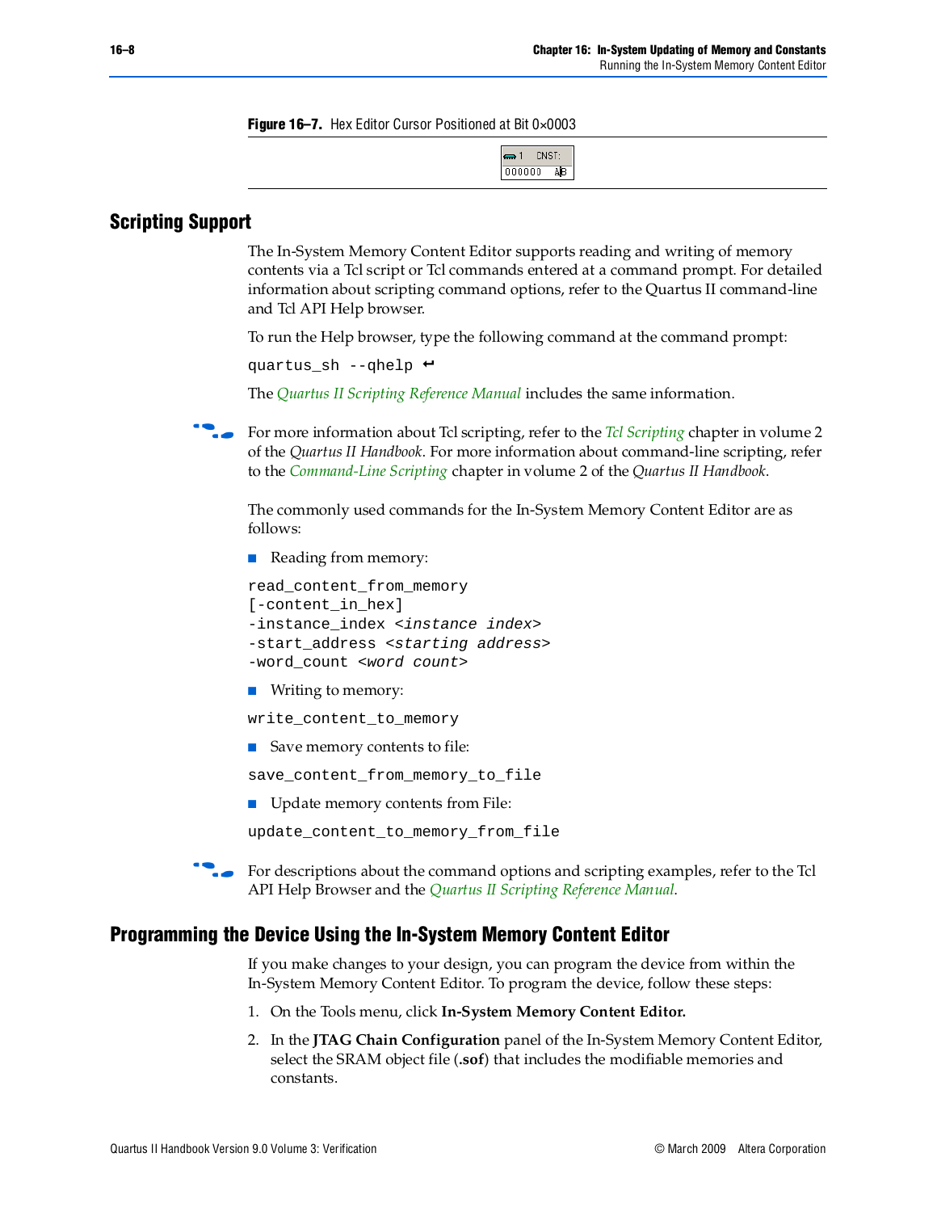**Figure 16–7.** Hex Editor Cursor Positioned at Bit 0×0003

## Scripting Support

The In-System Memory Content Editor supports reading and writing of memory contents via a Tcl script or Tcl commands entered at a command prompt. For detailed information about scripting command options, refer to the Quartus II command-line and Tcl API Help browser.

To run the Help browser, type the following command at the command prompt:

```
quartus_sh --qhelp ↵
```

The *Quartus II Scripting Reference Manual* includes the same information.

For more information about Tcl scripting, refer to the *Tcl Scripting* chapter in volume 2 of the *Quartus II Handbook*. For more information about command-line scripting, refer to the *Command-Line Scripting* chapter in volume 2 of the *Quartus II Handbook*.

The commonly used commands for the In-System Memory Content Editor are as follows:

- Reading from memory:

```
read_content_from_memory
[-content_in_hex]
-instance_index <instance index>
-start_address <starting address>
-word_count <word count>
```

- Writing to memory:

```
write_content_to_memory
```

- Save memory contents to file:

```
save_content_from_memory_to_file
```

- Update memory contents from File:

```
update_content_to_memory_from_file
```

For descriptions about the command options and scripting examples, refer to the Tcl API Help Browser and the *Quartus II Scripting Reference Manual*.

## Programming the Device Using the In-System Memory Content Editor

If you make changes to your design, you can program the device from within the In-System Memory Content Editor. To program the device, follow these steps:

1. On the Tools menu, click **In-System Memory Content Editor.**
2. In the **JTAG Chain Configuration** panel of the In-System Memory Content Editor, select the SRAM object file (**.sof**) that includes the modifiable memories and constants.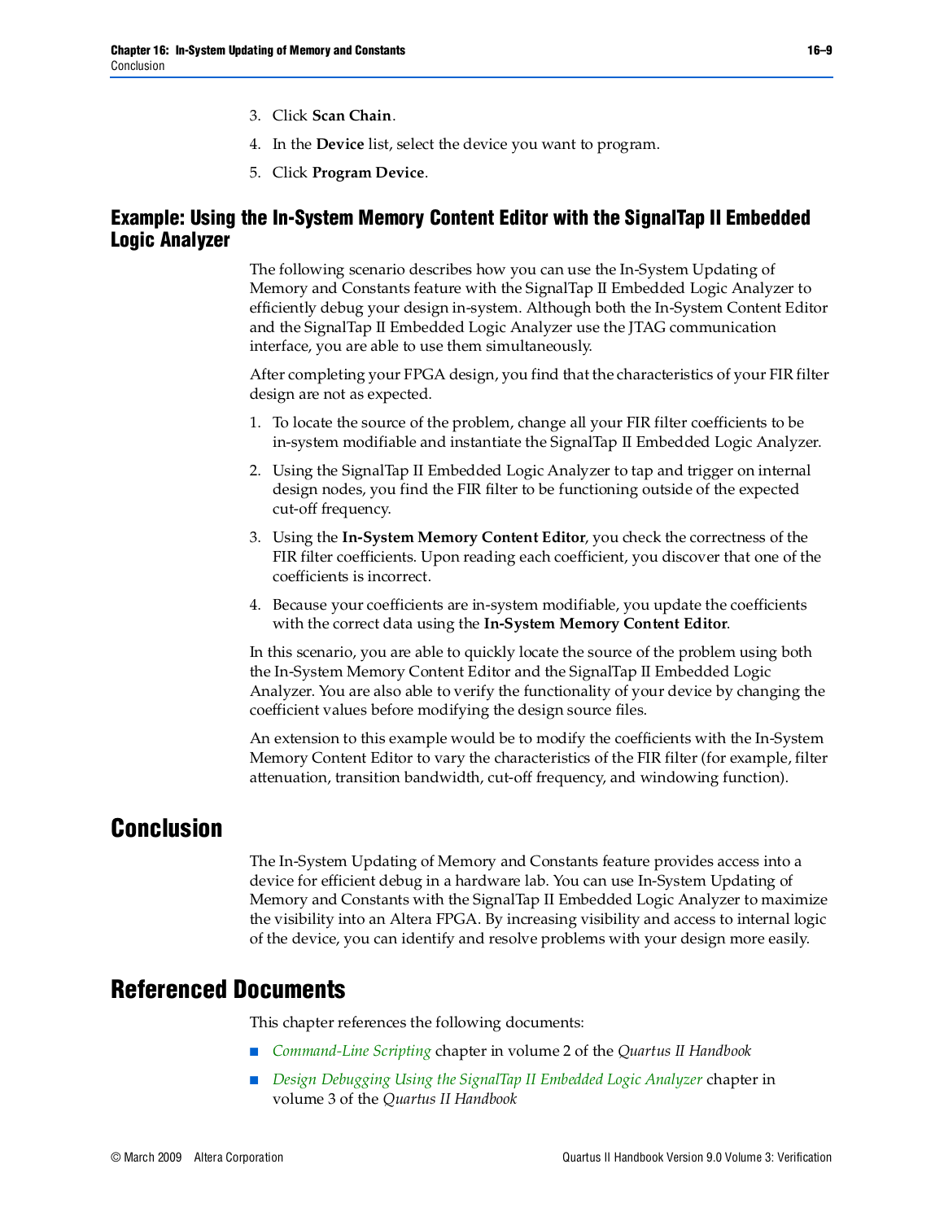3. Click **Scan Chain**.
4. In the **Device** list, select the device you want to program.
5. Click **Program Device**.

## Example: Using the In-System Memory Content Editor with the SignalTap II Embedded Logic Analyzer

The following scenario describes how you can use the In-System Updating of Memory and Constants feature with the SignalTap II Embedded Logic Analyzer to efficiently debug your design in-system. Although both the In-System Content Editor and the SignalTap II Embedded Logic Analyzer use the JTAG communication interface, you are able to use them simultaneously.

After completing your FPGA design, you find that the characteristics of your FIR filter design are not as expected.

1. To locate the source of the problem, change all your FIR filter coefficients to be in-system modifiable and instantiate the SignalTap II Embedded Logic Analyzer.
2. Using the SignalTap II Embedded Logic Analyzer to tap and trigger on internal design nodes, you find the FIR filter to be functioning outside of the expected cut-off frequency.
3. Using the **In-System Memory Content Editor**, you check the correctness of the FIR filter coefficients. Upon reading each coefficient, you discover that one of the coefficients is incorrect.
4. Because your coefficients are in-system modifiable, you update the coefficients with the correct data using the **In-System Memory Content Editor**.

In this scenario, you are able to quickly locate the source of the problem using both the In-System Memory Content Editor and the SignalTap II Embedded Logic Analyzer. You are also able to verify the functionality of your device by changing the coefficient values before modifying the design source files.

An extension to this example would be to modify the coefficients with the In-System Memory Content Editor to vary the characteristics of the FIR filter (for example, filter attenuation, transition bandwidth, cut-off frequency, and windowing function).

# Conclusion

The In-System Updating of Memory and Constants feature provides access into a device for efficient debug in a hardware lab. You can use In-System Updating of Memory and Constants with the SignalTap II Embedded Logic Analyzer to maximize the visibility into an Altera FPGA. By increasing visibility and access to internal logic of the device, you can identify and resolve problems with your design more easily.

# Referenced Documents

This chapter references the following documents:

- *Command-Line Scripting* chapter in volume 2 of the *Quartus II Handbook*
- *Design Debugging Using the SignalTap II Embedded Logic Analyzer* chapter in volume 3 of the *Quartus II Handbook*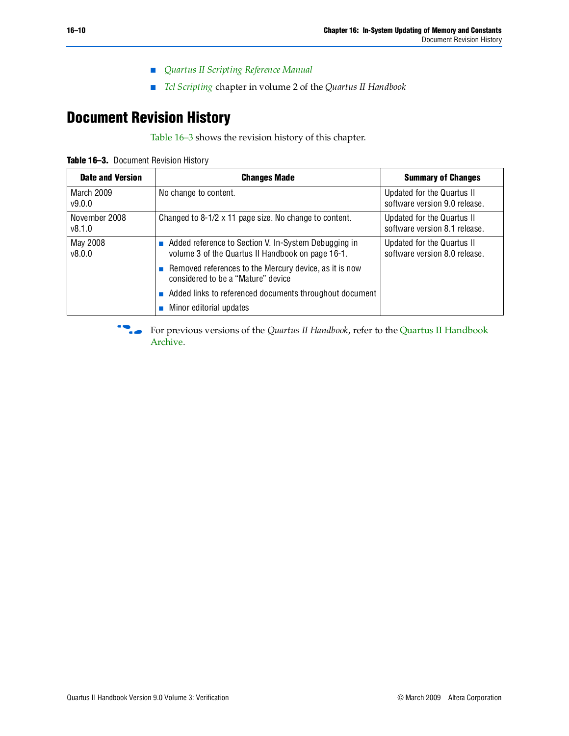- *Quartus II Scripting Reference Manual*
- *Tcl Scripting* chapter in volume 2 of the *Quartus II Handbook*

## Document Revision History

Table 16–3 shows the revision history of this chapter.

**Table 16–3.** Document Revision History

| Date and Version | Changes Made | Summary of Changes |
|---|---|---|
| March 2009 v9.0.0 | No change to content. | Updated for the Quartus II software version 9.0 release. |
| November 2008 v8.1.0 | Changed to 8-1/2 x 11 page size. No change to content. | Updated for the Quartus II software version 8.1 release. |
| May 2008 v8.0.0 | ■ Added reference to Section V. In-System Debugging in volume 3 of the Quartus II Handbook on page 16-1. ■ Removed references to the Mercury device, as it is now considered to be a “Mature” device ■ Added links to referenced documents throughout document ■ Minor editorial updates | Updated for the Quartus II software version 8.0 release. |

For previous versions of the *Quartus II Handbook*, refer to the Quartus II Handbook Archive.